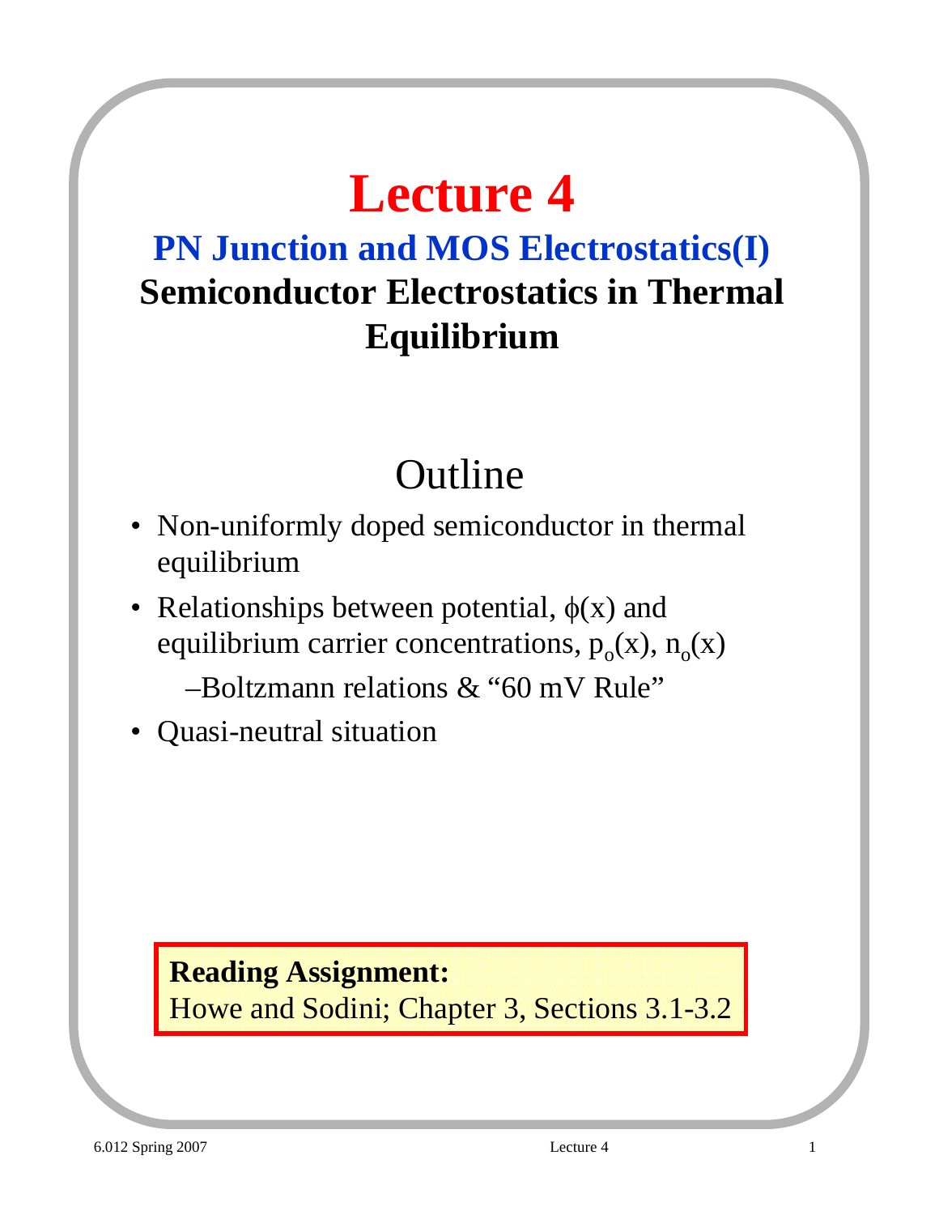# Lecture 4

## PN Junction and MOS Electrostatics(I)

## Semiconductor Electrostatics in Thermal Equilibrium

## Outline

- Non-uniformly doped semiconductor in thermal equilibrium
- Relationships between potential, $\phi(x)$ and equilibrium carrier concentrations, $p_o(x)$, $n_o(x)$
  - –Boltzmann relations & "60 mV Rule"
- Quasi-neutral situation

**Reading Assignment:**
Howe and Sodini; Chapter 3, Sections 3.1-3.2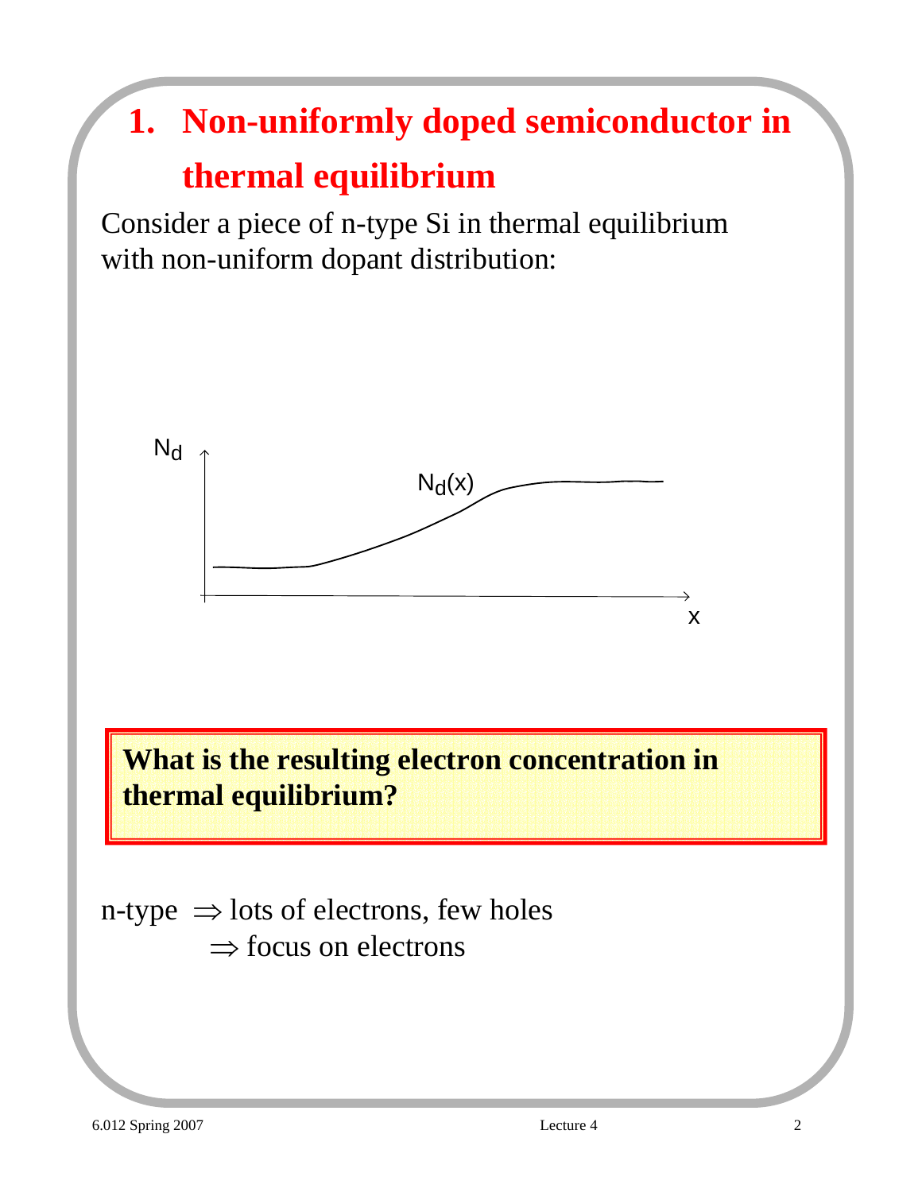# 1. Non-uniformly doped semiconductor in thermal equilibrium

Consider a piece of n-type Si in thermal equilibrium with non-uniform dopant distribution:

**What is the resulting electron concentration in thermal equilibrium?**

n-type $\Rightarrow$ lots of electrons, few holes

$\Rightarrow$ focus on electrons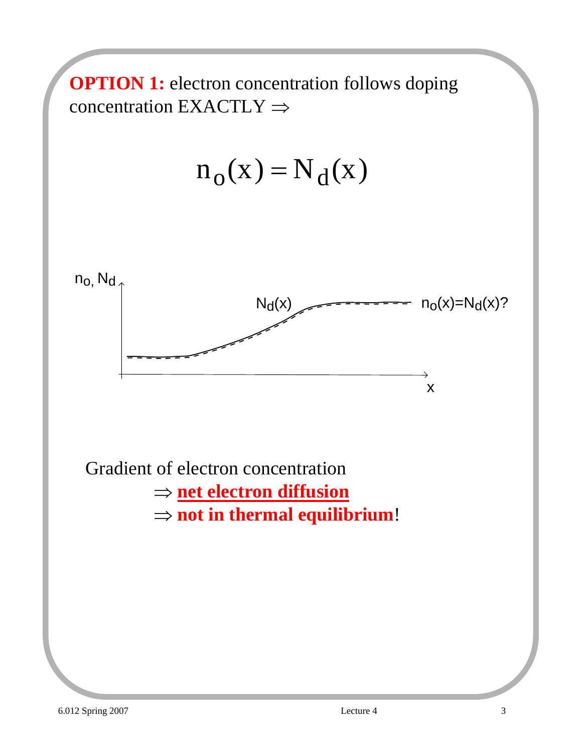**OPTION 1:** electron concentration follows doping concentration EXACTLY $\Rightarrow$

$$n_o(x) = N_d(x)$$

Gradient of electron concentration

$\Rightarrow$ **net electron diffusion**

$\Rightarrow$ **not in thermal equilibrium**!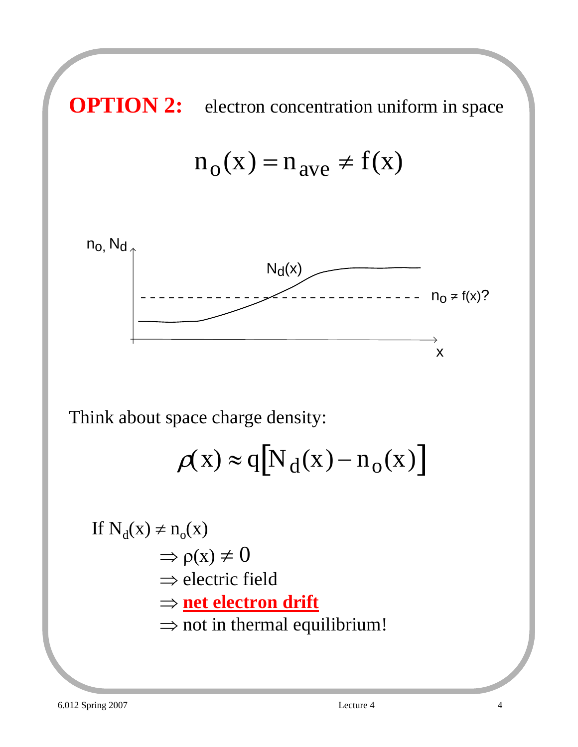**OPTION 2:** electron concentration uniform in space

$$n_o(x) = n_{ave} \neq f(x)$$

Think about space charge density:

$$\rho(x) \approx q\left[N_d(x) - n_o(x)\right]$$

If $N_d(x) \neq n_o(x)$

$\Rightarrow \rho(x) \neq 0$

$\Rightarrow$ electric field

$\Rightarrow$ **net electron drift**

$\Rightarrow$ not in thermal equilibrium!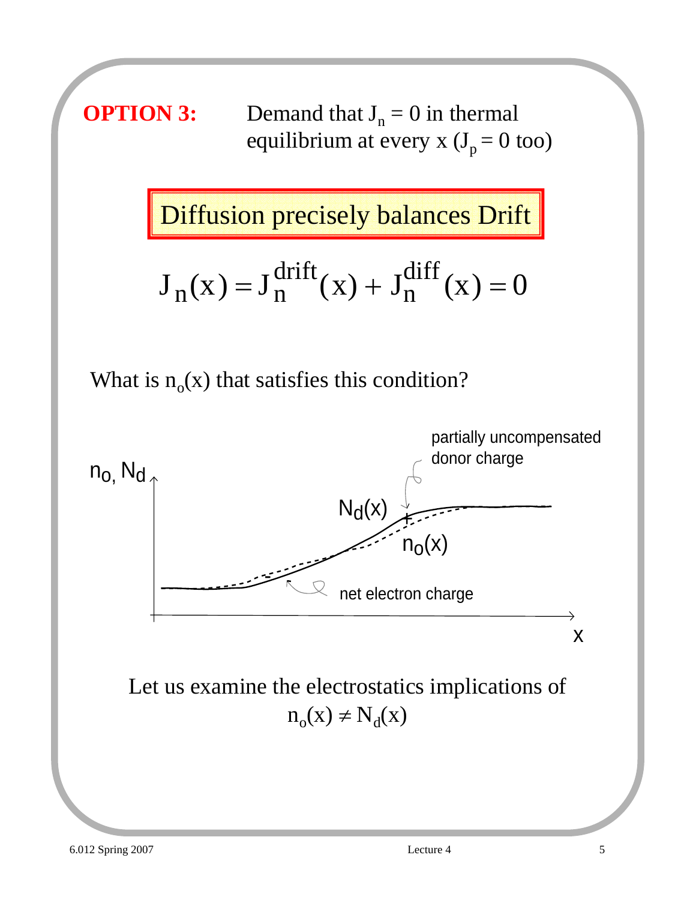**OPTION 3:** Demand that $J_n = 0$ in thermal equilibrium at every x ($J_p = 0$ too)

**Diffusion precisely balances Drift**

$$J_n(x) = J_n^{drift}(x) + J_n^{diff}(x) = 0$$

What is $n_o(x)$ that satisfies this condition?

$n_o$, $N_d$

partially uncompensated donor charge

$N_d(x)$

$n_o(x)$

net electron charge

x

Let us examine the electrostatics implications of $n_o(x) \neq N_d(x)$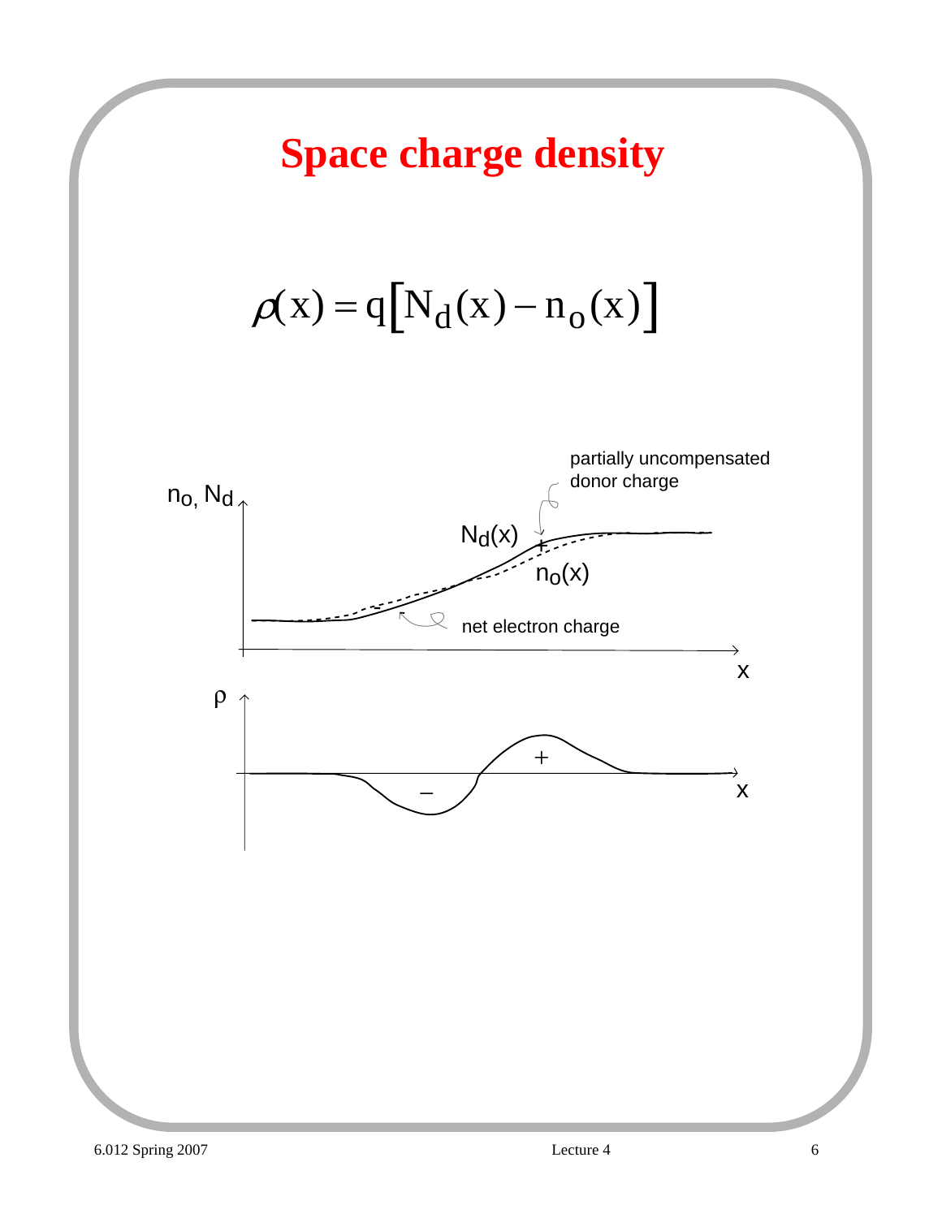# Space charge density

$$\rho(x) = q\left[N_d(x) - n_o(x)\right]$$

$n_o$, $N_d$

partially uncompensated donor charge

$N_d(x)$

$n_o(x)$

net electron charge

x

ρ

+

–

x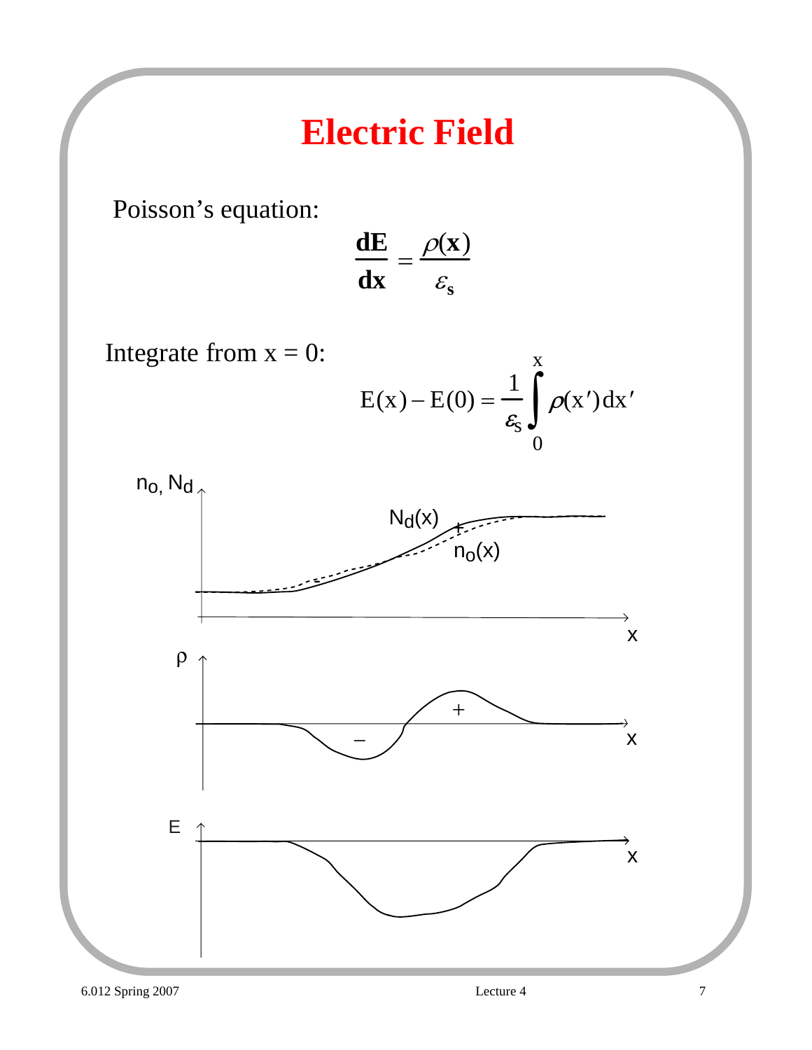# Electric Field

Poisson's equation:

$$\frac{\mathbf{dE}}{\mathbf{dx}} = \frac{\rho(\mathbf{x})}{\varepsilon_\mathbf{s}}$$

Integrate from x = 0:

$$E(x) - E(0) = \frac{1}{\varepsilon_s}\int_0^x \rho(x')\,dx'$$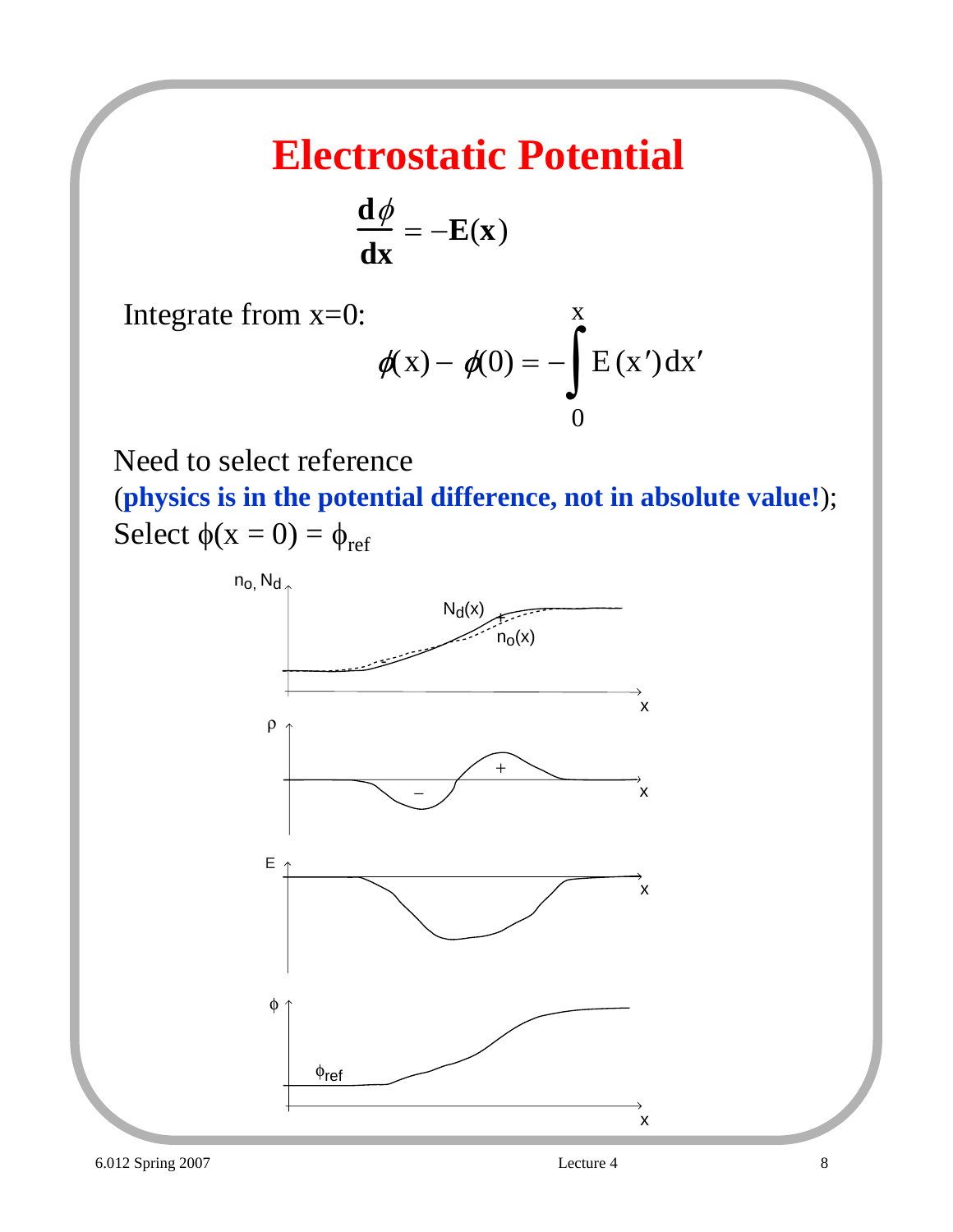# Electrostatic Potential

$$\frac{d\phi}{dx} = -E(x)$$

Integrate from x=0:

$$\phi(x) - \phi(0) = -\int_0^x E(x')\,dx'$$

Need to select reference

(**physics is in the potential difference, not in absolute value!**);

Select $\phi(x = 0) = \phi_{ref}$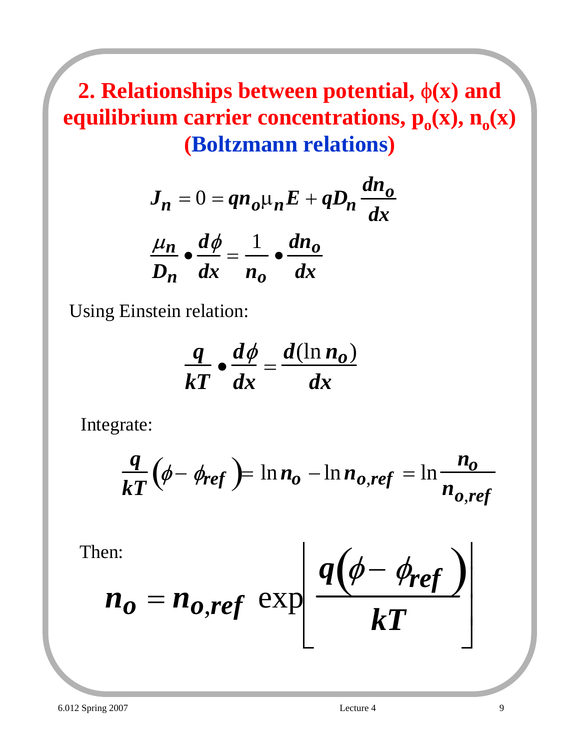## 2. Relationships between potential, $\phi(x)$ and equilibrium carrier concentrations, $p_o(x)$, $n_o(x)$ (Boltzmann relations)

$$J_n = 0 = q n_o \mu_n E + q D_n \frac{dn_o}{dx}$$

$$\frac{\mu_n}{D_n} \bullet \frac{d\phi}{dx} = \frac{1}{n_o} \bullet \frac{dn_o}{dx}$$

Using Einstein relation:

$$\frac{q}{kT} \bullet \frac{d\phi}{dx} = \frac{d(\ln n_o)}{dx}$$

Integrate:

$$\frac{q}{kT}\left(\phi - \phi_{ref}\right) = \ln n_o - \ln n_{o,ref} = \ln \frac{n_o}{n_{o,ref}}$$

Then:

$$n_o = n_{o,ref} \, \exp\left[\frac{q\left(\phi - \phi_{ref}\right)}{kT}\right]$$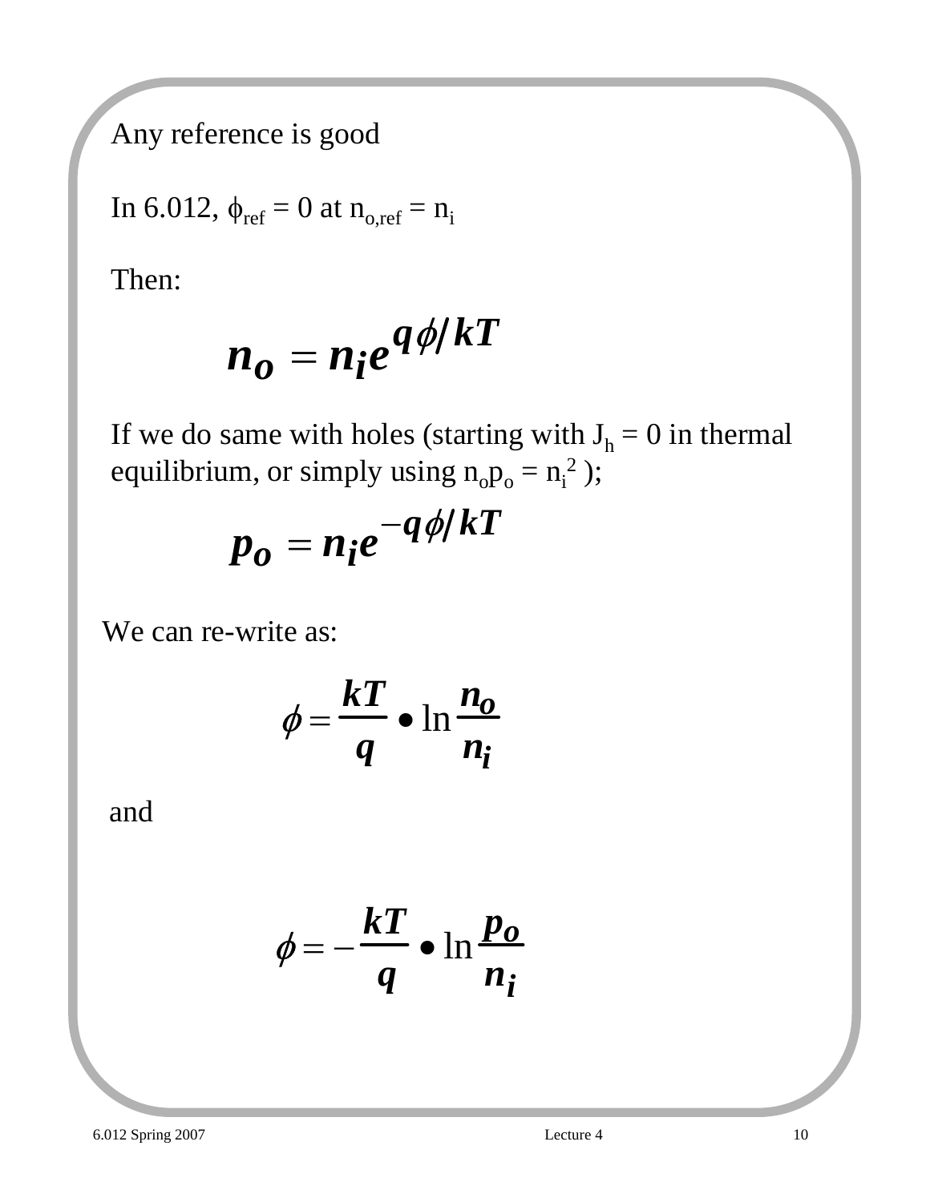Any reference is good

In 6.012, $\phi_{ref} = 0$ at $n_{o,ref} = n_i$

Then:

$$n_o = n_i e^{q\phi/kT}$$

If we do same with holes (starting with $J_h = 0$ in thermal equilibrium, or simply using $n_o p_o = n_i^2$ );

$$p_o = n_i e^{-q\phi/kT}$$

We can re-write as:

$$\phi = \frac{kT}{q} \bullet \ln \frac{n_o}{n_i}$$

and

$$\phi = -\frac{kT}{q} \bullet \ln \frac{p_o}{n_i}$$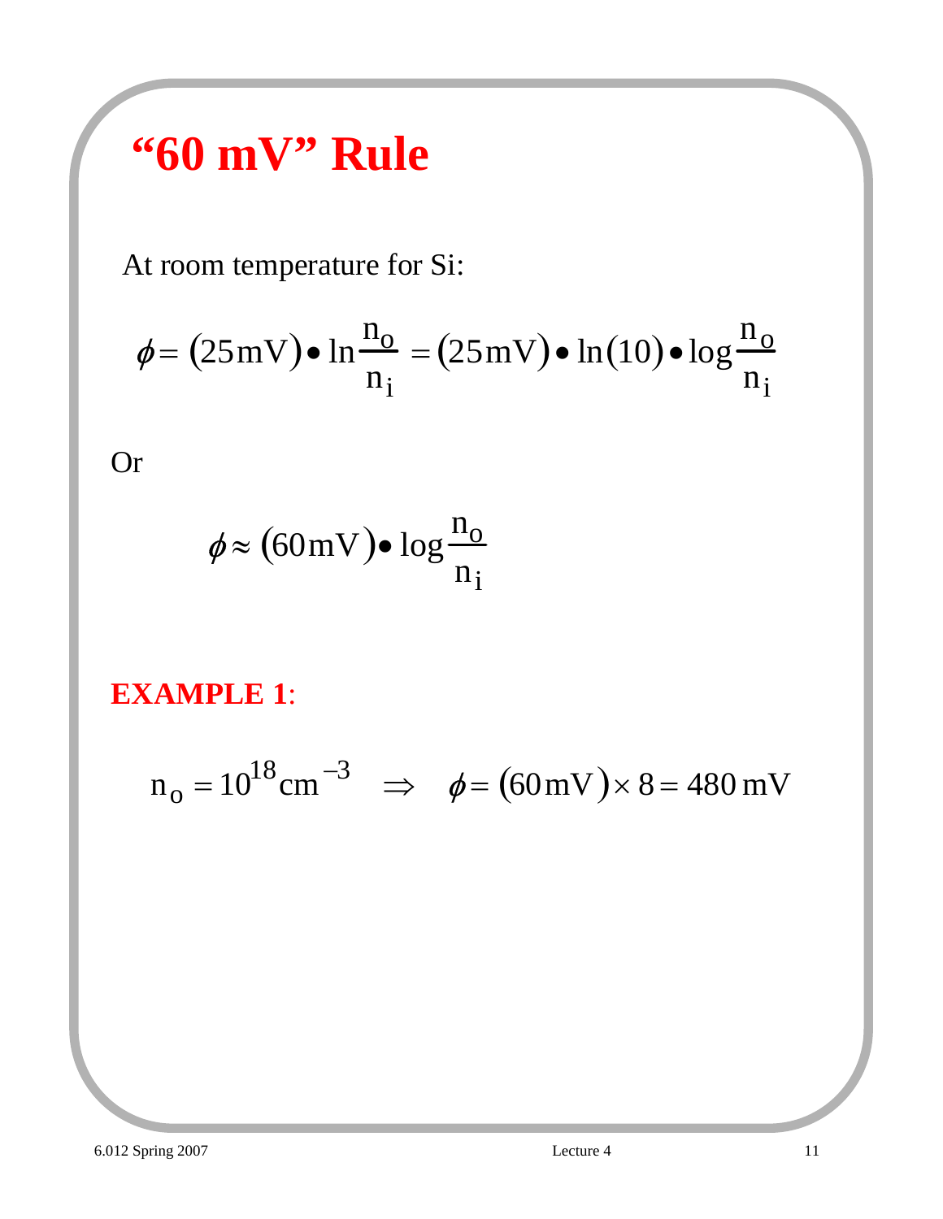# "60 mV" Rule

At room temperature for Si:

$$\phi = (25\,\text{mV}) \bullet \ln\frac{n_o}{n_i} = (25\,\text{mV}) \bullet \ln(10) \bullet \log\frac{n_o}{n_i}$$

Or

$$\phi \approx (60\,\text{mV}) \bullet \log\frac{n_o}{n_i}$$

**EXAMPLE 1**:

$$n_o = 10^{18}\,\text{cm}^{-3} \quad \Rightarrow \quad \phi = (60\,\text{mV}) \times 8 = 480\,\text{mV}$$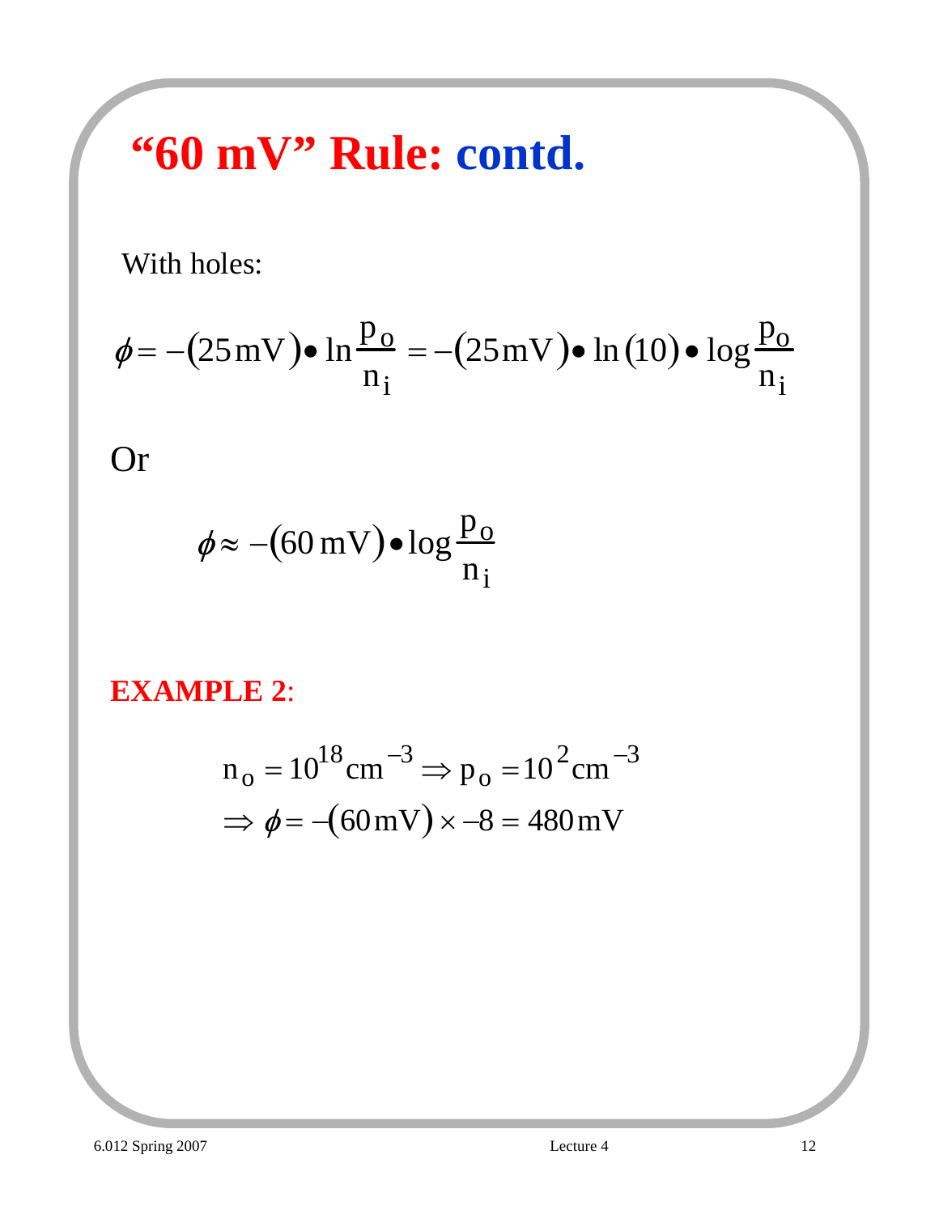# "60 mV" Rule: contd.

With holes:

$$\phi = -(25\,\text{mV}) \bullet \ln\frac{p_o}{n_i} = -(25\,\text{mV}) \bullet \ln(10) \bullet \log\frac{p_o}{n_i}$$

Or

$$\phi \approx -(60\,\text{mV}) \bullet \log\frac{p_o}{n_i}$$

**EXAMPLE 2**:

$$n_o = 10^{18}\,\text{cm}^{-3} \Rightarrow p_o = 10^{2}\,\text{cm}^{-3}$$
$$\Rightarrow \phi = -(60\,\text{mV}) \times -8 = 480\,\text{mV}$$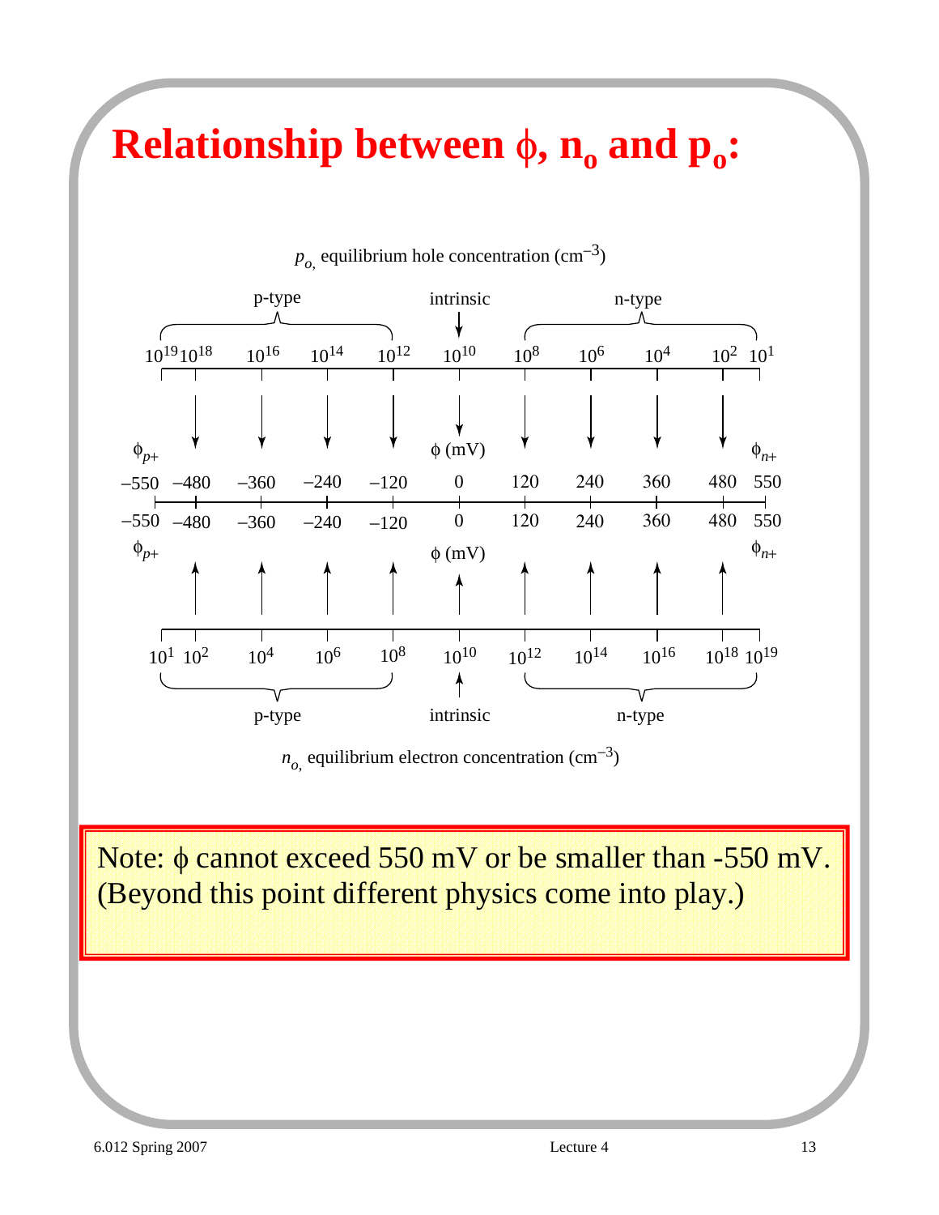# Relationship between $\phi$, $n_o$ and $p_o$:

$p_o$, equilibrium hole concentration ($cm^{-3}$)

| | p-type | | | | intrinsic | n-type | | | | |
|---|---|---|---|---|---|---|---|---|---|---|
| $p_o$ ($cm^{-3}$) | $10^{19}$ $10^{18}$ | $10^{16}$ | $10^{14}$ | $10^{12}$ | $10^{10}$ | $10^{8}$ | $10^{6}$ | $10^{4}$ | $10^{2}$ | $10^{1}$ |
| $\phi$ (mV) | $\phi_{p+}$: −550, −480 | −360 | −240 | −120 | 0 | 120 | 240 | 360 | 480 | $\phi_{n+}$: 550 |
| $n_o$ ($cm^{-3}$) | $10^{1}$ $10^{2}$ | $10^{4}$ | $10^{6}$ | $10^{8}$ | $10^{10}$ | $10^{12}$ | $10^{14}$ | $10^{16}$ | $10^{18}$ | $10^{19}$ |
| | p-type | | | | intrinsic | n-type | | | | |

$n_o$, equilibrium electron concentration ($cm^{-3}$)

Note: $\phi$ cannot exceed 550 mV or be smaller than -550 mV. (Beyond this point different physics come into play.)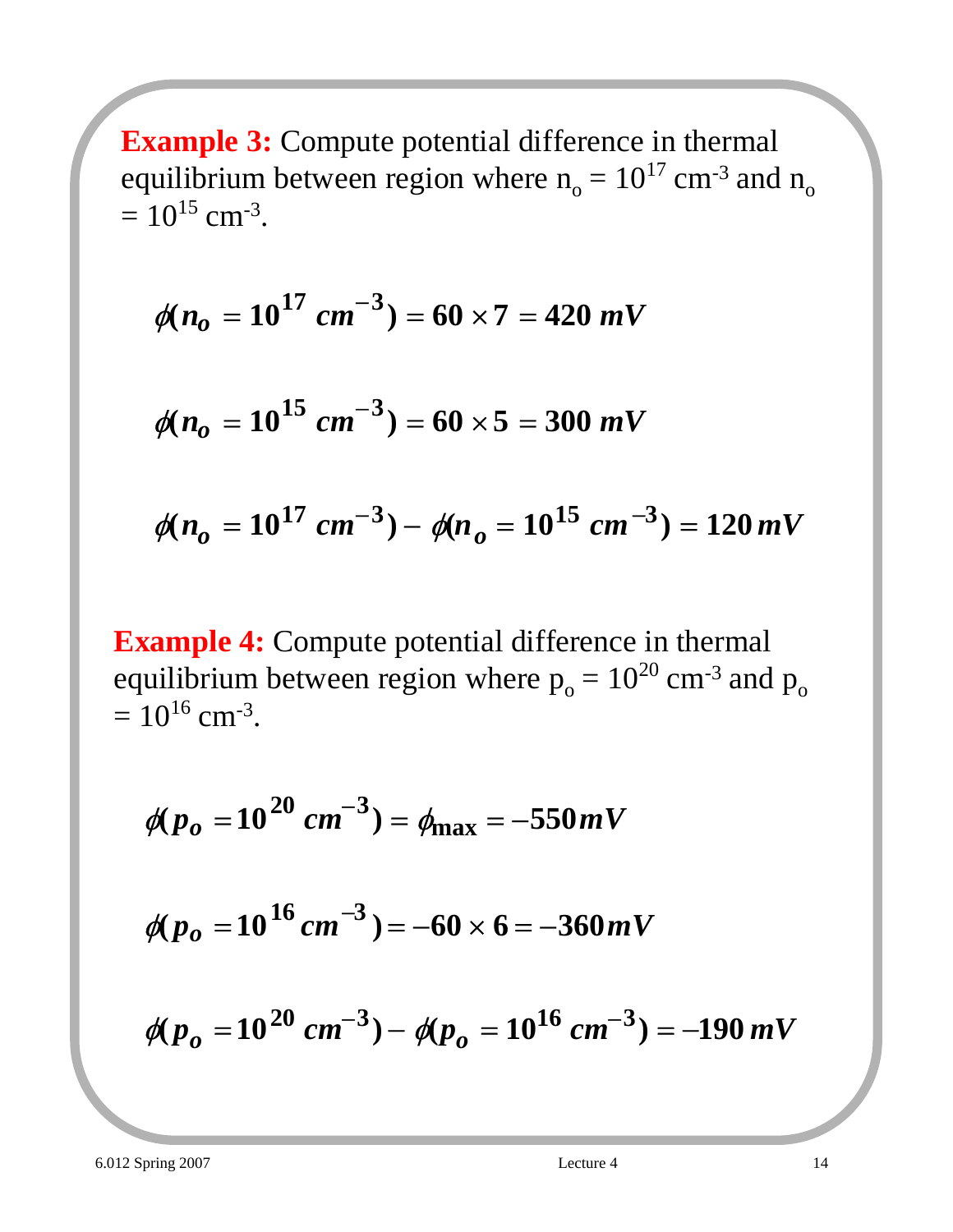**Example 3:** Compute potential difference in thermal equilibrium between region where $n_o = 10^{17}$ cm$^{-3}$ and $n_o = 10^{15}$ cm$^{-3}$.

$$\phi(n_o = 10^{17}\ cm^{-3}) = 60 \times 7 = 420\ mV$$

$$\phi(n_o = 10^{15}\ cm^{-3}) = 60 \times 5 = 300\ mV$$

$$\phi(n_o = 10^{17}\ cm^{-3}) - \phi(n_o = 10^{15}\ cm^{-3}) = 120\ mV$$

**Example 4:** Compute potential difference in thermal equilibrium between region where $p_o = 10^{20}$ cm$^{-3}$ and $p_o = 10^{16}$ cm$^{-3}$.

$$\phi(p_o = 10^{20}\ cm^{-3}) = \phi_{\max} = -550\ mV$$

$$\phi(p_o = 10^{16}\ cm^{-3}) = -60 \times 6 = -360\ mV$$

$$\phi(p_o = 10^{20}\ cm^{-3}) - \phi(p_o = 10^{16}\ cm^{-3}) = -190\ mV$$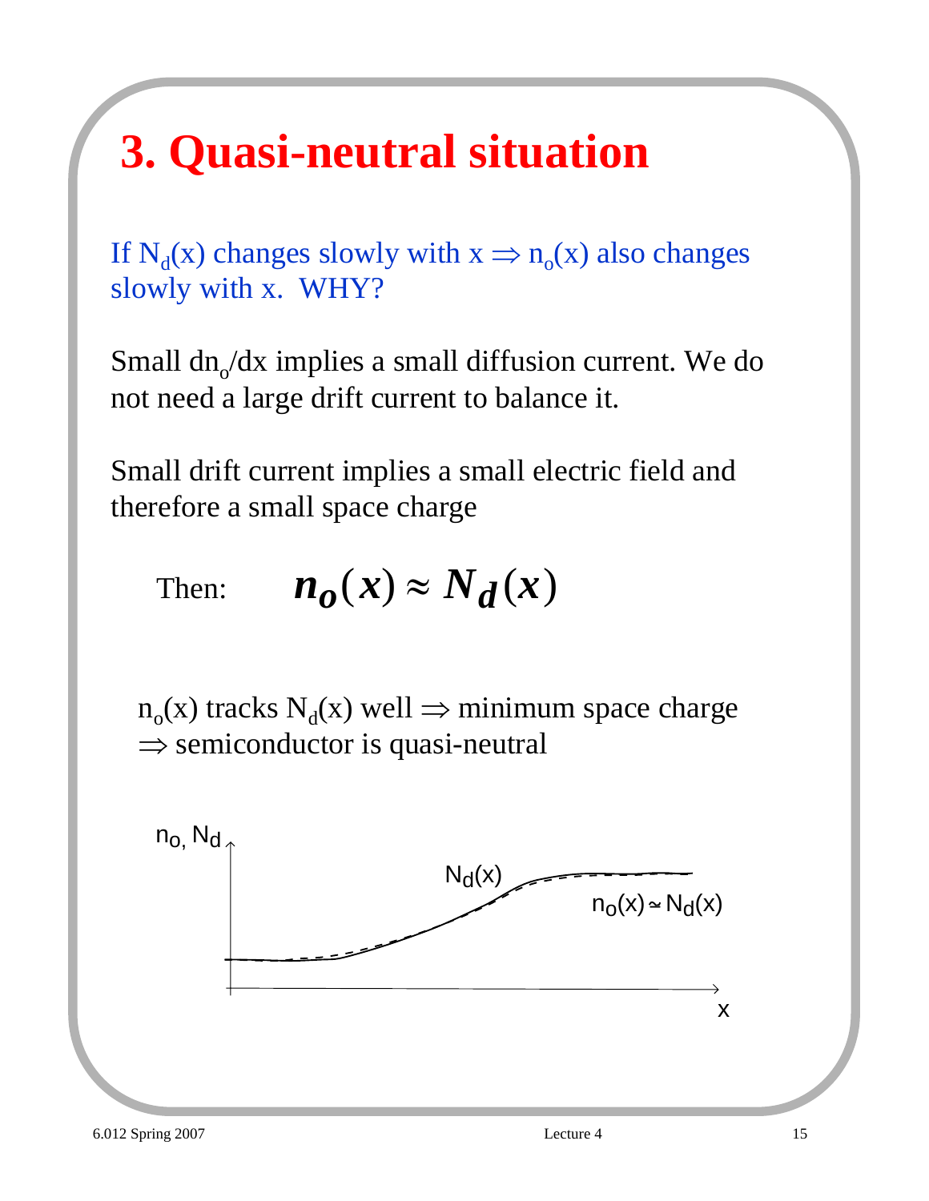# 3. Quasi-neutral situation

If $N_d(x)$ changes slowly with x $\Rightarrow$ $n_o(x)$ also changes slowly with x. WHY?

Small $dn_o/dx$ implies a small diffusion current. We do not need a large drift current to balance it.

Small drift current implies a small electric field and therefore a small space charge

Then: $$n_o(x) \approx N_d(x)$$

$n_o(x)$ tracks $N_d(x)$ well $\Rightarrow$ minimum space charge $\Rightarrow$ semiconductor is quasi-neutral

$n_o, N_d$

$N_d(x)$

$n_o(x) \simeq N_d(x)$

x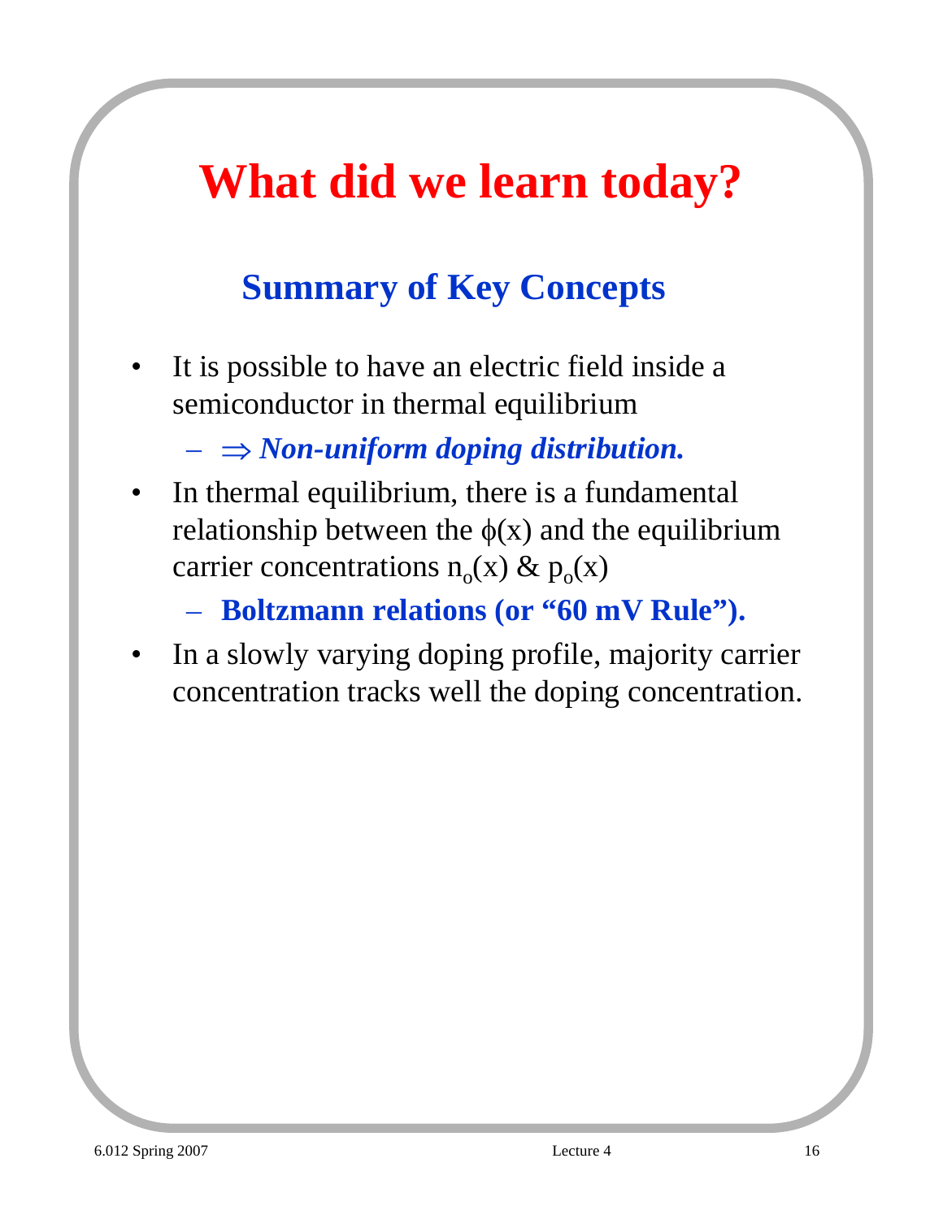# What did we learn today?

## Summary of Key Concepts

- It is possible to have an electric field inside a semiconductor in thermal equilibrium
  - $\Rightarrow$ ***Non-uniform doping distribution.***
- In thermal equilibrium, there is a fundamental relationship between the $\phi(x)$ and the equilibrium carrier concentrations $n_o(x)$ & $p_o(x)$
  - **Boltzmann relations (or "60 mV Rule").**
- In a slowly varying doping profile, majority carrier concentration tracks well the doping concentration.